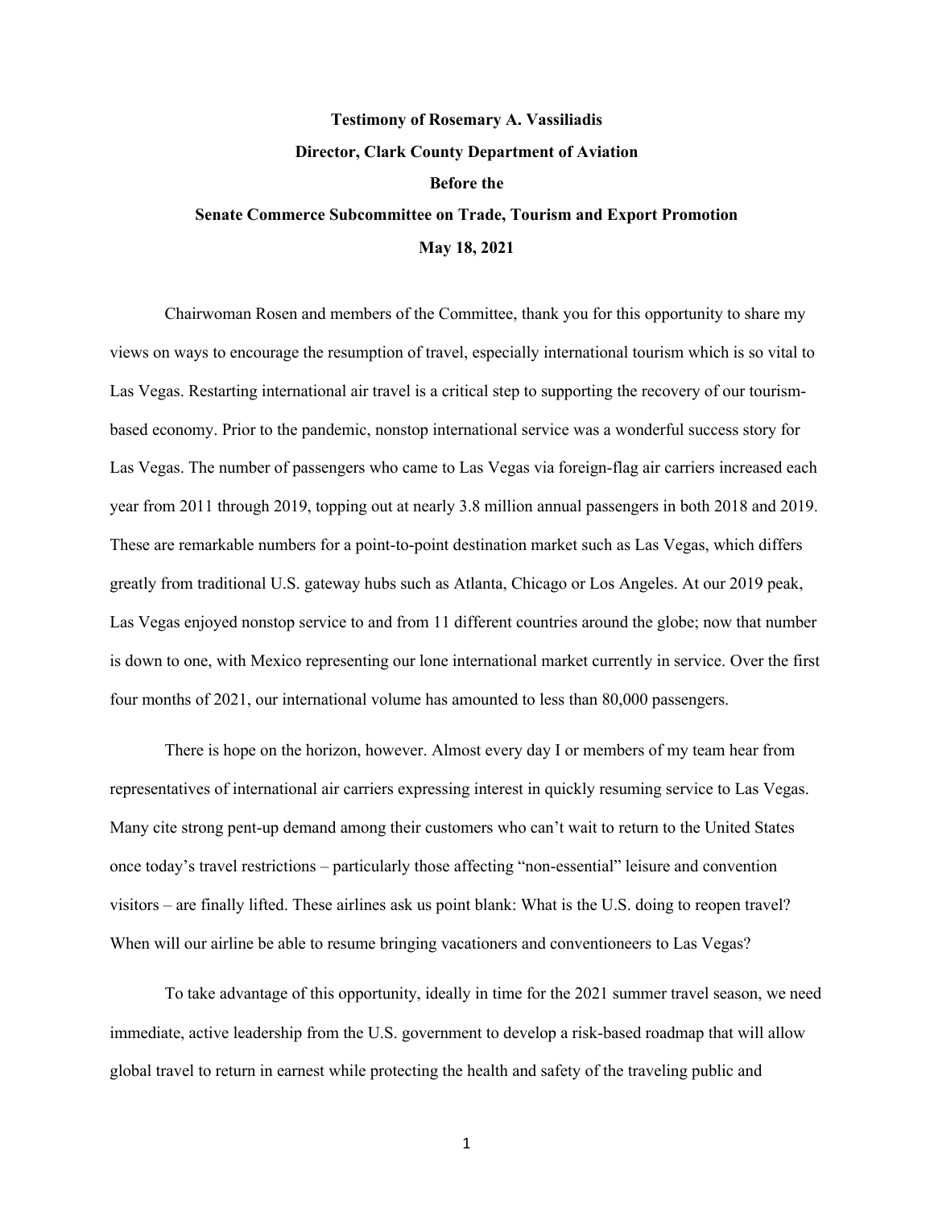**Testimony of Rosemary A. Vassiliadis**

**Director, Clark County Department of Aviation**

**Before the**

**Senate Commerce Subcommittee on Trade, Tourism and Export Promotion**

**May 18, 2021**

Chairwoman Rosen and members of the Committee, thank you for this opportunity to share my views on ways to encourage the resumption of travel, especially international tourism which is so vital to Las Vegas. Restarting international air travel is a critical step to supporting the recovery of our tourism-based economy. Prior to the pandemic, nonstop international service was a wonderful success story for Las Vegas. The number of passengers who came to Las Vegas via foreign-flag air carriers increased each year from 2011 through 2019, topping out at nearly 3.8 million annual passengers in both 2018 and 2019. These are remarkable numbers for a point-to-point destination market such as Las Vegas, which differs greatly from traditional U.S. gateway hubs such as Atlanta, Chicago or Los Angeles. At our 2019 peak, Las Vegas enjoyed nonstop service to and from 11 different countries around the globe; now that number is down to one, with Mexico representing our lone international market currently in service. Over the first four months of 2021, our international volume has amounted to less than 80,000 passengers.

There is hope on the horizon, however. Almost every day I or members of my team hear from representatives of international air carriers expressing interest in quickly resuming service to Las Vegas. Many cite strong pent-up demand among their customers who can't wait to return to the United States once today's travel restrictions – particularly those affecting "non-essential" leisure and convention visitors – are finally lifted. These airlines ask us point blank: What is the U.S. doing to reopen travel? When will our airline be able to resume bringing vacationers and conventioneers to Las Vegas?

To take advantage of this opportunity, ideally in time for the 2021 summer travel season, we need immediate, active leadership from the U.S. government to develop a risk-based roadmap that will allow global travel to return in earnest while protecting the health and safety of the traveling public and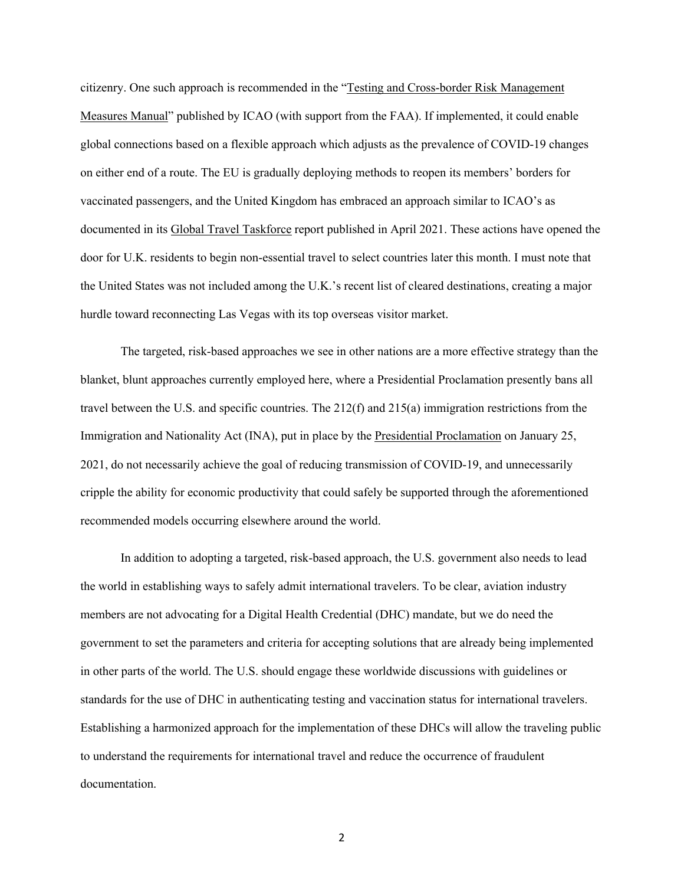citizenry. One such approach is recommended in the "Testing and Cross-border Risk Management Measures Manual" published by ICAO (with support from the FAA). If implemented, it could enable global connections based on a flexible approach which adjusts as the prevalence of COVID-19 changes on either end of a route. The EU is gradually deploying methods to reopen its members' borders for vaccinated passengers, and the United Kingdom has embraced an approach similar to ICAO's as documented in its Global Travel Taskforce report published in April 2021. These actions have opened the door for U.K. residents to begin non-essential travel to select countries later this month. I must note that the United States was not included among the U.K.'s recent list of cleared destinations, creating a major hurdle toward reconnecting Las Vegas with its top overseas visitor market.

The targeted, risk-based approaches we see in other nations are a more effective strategy than the blanket, blunt approaches currently employed here, where a Presidential Proclamation presently bans all travel between the U.S. and specific countries. The 212(f) and 215(a) immigration restrictions from the Immigration and Nationality Act (INA), put in place by the Presidential Proclamation on January 25, 2021, do not necessarily achieve the goal of reducing transmission of COVID-19, and unnecessarily cripple the ability for economic productivity that could safely be supported through the aforementioned recommended models occurring elsewhere around the world.

In addition to adopting a targeted, risk-based approach, the U.S. government also needs to lead the world in establishing ways to safely admit international travelers. To be clear, aviation industry members are not advocating for a Digital Health Credential (DHC) mandate, but we do need the government to set the parameters and criteria for accepting solutions that are already being implemented in other parts of the world. The U.S. should engage these worldwide discussions with guidelines or standards for the use of DHC in authenticating testing and vaccination status for international travelers. Establishing a harmonized approach for the implementation of these DHCs will allow the traveling public to understand the requirements for international travel and reduce the occurrence of fraudulent documentation.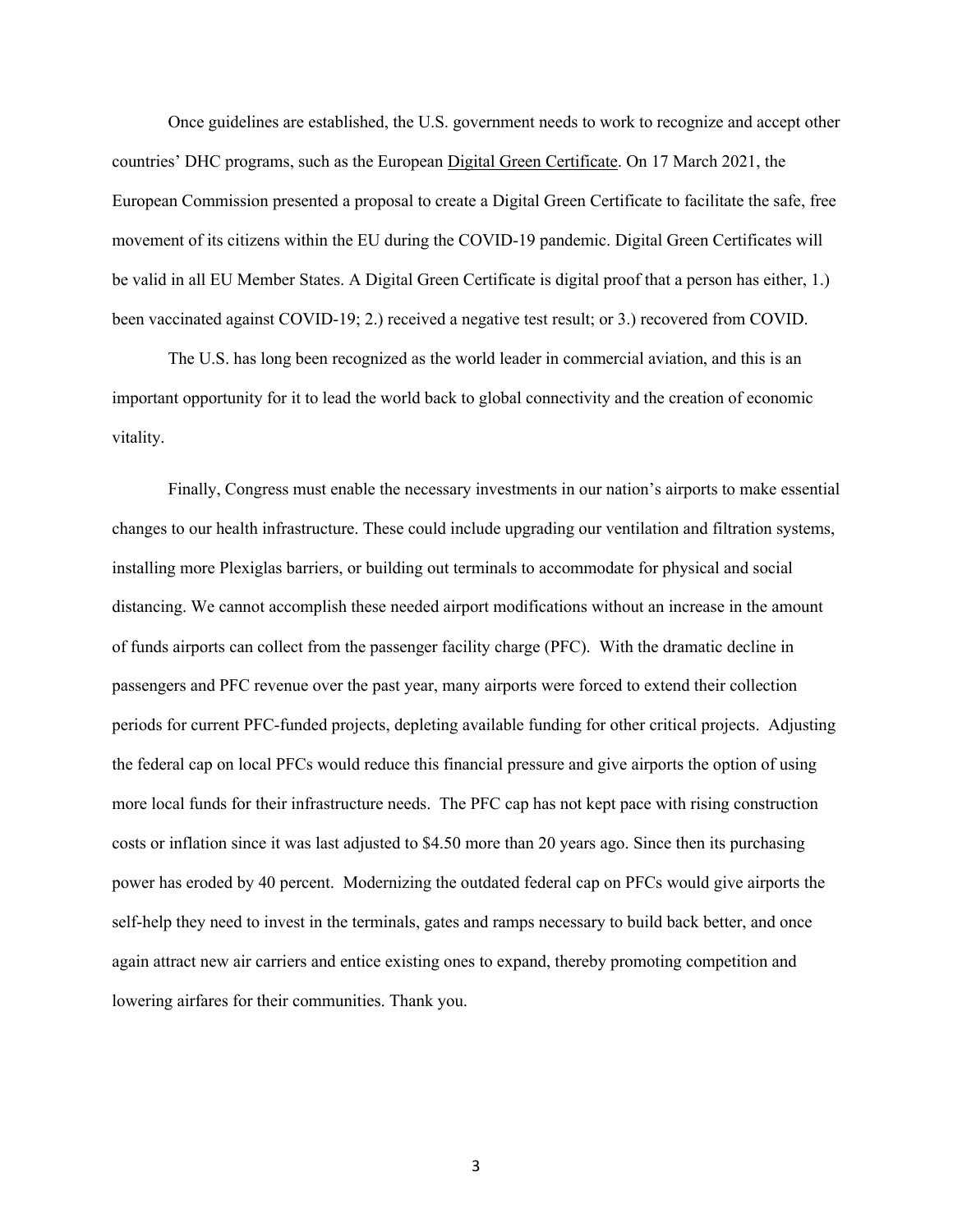Once guidelines are established, the U.S. government needs to work to recognize and accept other countries' DHC programs, such as the European Digital Green Certificate. On 17 March 2021, the European Commission presented a proposal to create a Digital Green Certificate to facilitate the safe, free movement of its citizens within the EU during the COVID-19 pandemic. Digital Green Certificates will be valid in all EU Member States. A Digital Green Certificate is digital proof that a person has either, 1.) been vaccinated against COVID-19; 2.) received a negative test result; or 3.) recovered from COVID.

The U.S. has long been recognized as the world leader in commercial aviation, and this is an important opportunity for it to lead the world back to global connectivity and the creation of economic vitality.

Finally, Congress must enable the necessary investments in our nation's airports to make essential changes to our health infrastructure. These could include upgrading our ventilation and filtration systems, installing more Plexiglas barriers, or building out terminals to accommodate for physical and social distancing. We cannot accomplish these needed airport modifications without an increase in the amount of funds airports can collect from the passenger facility charge (PFC). With the dramatic decline in passengers and PFC revenue over the past year, many airports were forced to extend their collection periods for current PFC-funded projects, depleting available funding for other critical projects. Adjusting the federal cap on local PFCs would reduce this financial pressure and give airports the option of using more local funds for their infrastructure needs. The PFC cap has not kept pace with rising construction costs or inflation since it was last adjusted to $4.50 more than 20 years ago. Since then its purchasing power has eroded by 40 percent. Modernizing the outdated federal cap on PFCs would give airports the self-help they need to invest in the terminals, gates and ramps necessary to build back better, and once again attract new air carriers and entice existing ones to expand, thereby promoting competition and lowering airfares for their communities. Thank you.